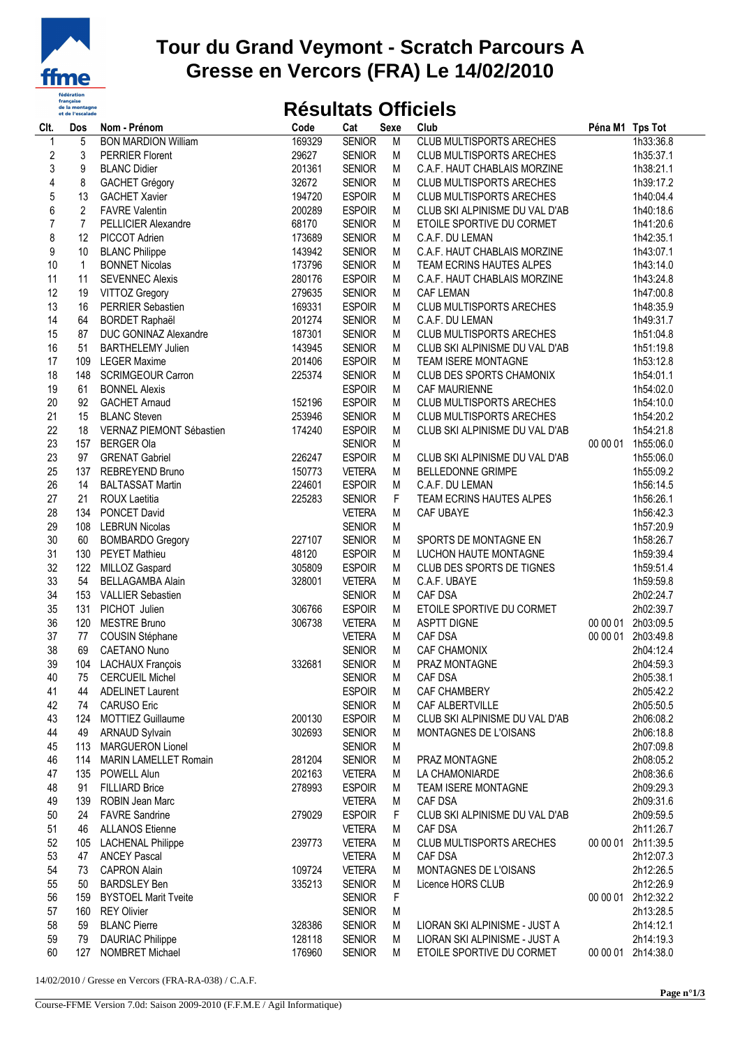# Tour du Grand Veymont - Scratch Parcours A
# Gresse en Vercors (FRA) Le 14/02/2010

## Résultats Officiels

| Clt. | Dos | Nom - Prénom | Code | Cat | Sexe | Club | Péna M1 | Tps Tot |
|---|---|---|---|---|---|---|---|---|
| 1 | 5 | BON MARDION William | 169329 | SENIOR | M | CLUB MULTISPORTS ARECHES | | 1h33:36.8 |
| 2 | 3 | PERRIER Florent | 29627 | SENIOR | M | CLUB MULTISPORTS ARECHES | | 1h35:37.1 |
| 3 | 9 | BLANC Didier | 201361 | SENIOR | M | C.A.F. HAUT CHABLAIS MORZINE | | 1h38:21.1 |
| 4 | 8 | GACHET Grégory | 32672 | SENIOR | M | CLUB MULTISPORTS ARECHES | | 1h39:17.2 |
| 5 | 13 | GACHET Xavier | 194720 | ESPOIR | M | CLUB MULTISPORTS ARECHES | | 1h40:04.4 |
| 6 | 2 | FAVRE Valentin | 200289 | ESPOIR | M | CLUB SKI ALPINISME DU VAL D'AB | | 1h40:18.6 |
| 7 | 7 | PELLICIER Alexandre | 68170 | SENIOR | M | ETOILE SPORTIVE DU CORMET | | 1h41:20.6 |
| 8 | 12 | PICCOT Adrien | 173689 | SENIOR | M | C.A.F. DU LEMAN | | 1h42:35.1 |
| 9 | 10 | BLANC Philippe | 143942 | SENIOR | M | C.A.F. HAUT CHABLAIS MORZINE | | 1h43:07.1 |
| 10 | 1 | BONNET Nicolas | 173796 | SENIOR | M | TEAM ECRINS HAUTES ALPES | | 1h43:14.0 |
| 11 | 11 | SEVENNEC Alexis | 280176 | ESPOIR | M | C.A.F. HAUT CHABLAIS MORZINE | | 1h43:24.8 |
| 12 | 19 | VITTOZ Gregory | 279635 | SENIOR | M | CAF LEMAN | | 1h47:00.8 |
| 13 | 16 | PERRIER Sebastien | 169331 | ESPOIR | M | CLUB MULTISPORTS ARECHES | | 1h48:35.9 |
| 14 | 64 | BORDET Raphaël | 201274 | SENIOR | M | C.A.F. DU LEMAN | | 1h49:31.7 |
| 15 | 87 | DUC GONINAZ Alexandre | 187301 | SENIOR | M | CLUB MULTISPORTS ARECHES | | 1h51:04.8 |
| 16 | 51 | BARTHELEMY Julien | 143945 | SENIOR | M | CLUB SKI ALPINISME DU VAL D'AB | | 1h51:19.8 |
| 17 | 109 | LEGER Maxime | 201406 | ESPOIR | M | TEAM ISERE MONTAGNE | | 1h53:12.8 |
| 18 | 148 | SCRIMGEOUR Carron | 225374 | SENIOR | M | CLUB DES SPORTS CHAMONIX | | 1h54:01.1 |
| 19 | 61 | BONNEL Alexis | | ESPOIR | M | CAF MAURIENNE | | 1h54:02.0 |
| 20 | 92 | GACHET Arnaud | 152196 | ESPOIR | M | CLUB MULTISPORTS ARECHES | | 1h54:10.0 |
| 21 | 15 | BLANC Steven | 253946 | SENIOR | M | CLUB MULTISPORTS ARECHES | | 1h54:20.2 |
| 22 | 18 | VERNAZ PIEMONT Sébastien | 174240 | ESPOIR | M | CLUB SKI ALPINISME DU VAL D'AB | | 1h54:21.8 |
| 23 | 157 | BERGER Ola | | SENIOR | M | | 00 00 01 | 1h55:06.0 |
| 23 | 97 | GRENAT Gabriel | 226247 | ESPOIR | M | CLUB SKI ALPINISME DU VAL D'AB | | 1h55:06.0 |
| 25 | 137 | REBREYEND Bruno | 150773 | VETERA | M | BELLEDONNE GRIMPE | | 1h55:09.2 |
| 26 | 14 | BALTASSAT Martin | 224601 | ESPOIR | M | C.A.F. DU LEMAN | | 1h56:14.5 |
| 27 | 21 | ROUX Laetitia | 225283 | SENIOR | F | TEAM ECRINS HAUTES ALPES | | 1h56:26.1 |
| 28 | 134 | PONCET David | | VETERA | M | CAF UBAYE | | 1h56:42.3 |
| 29 | 108 | LEBRUN Nicolas | | SENIOR | M | | | 1h57:20.9 |
| 30 | 60 | BOMBARDO Gregory | 227107 | SENIOR | M | SPORTS DE MONTAGNE EN | | 1h58:26.7 |
| 31 | 130 | PEYET Mathieu | 48120 | ESPOIR | M | LUCHON HAUTE MONTAGNE | | 1h59:39.4 |
| 32 | 122 | MILLOZ Gaspard | 305809 | ESPOIR | M | CLUB DES SPORTS DE TIGNES | | 1h59:51.4 |
| 33 | 54 | BELLAGAMBA Alain | 328001 | VETERA | M | C.A.F. UBAYE | | 1h59:59.8 |
| 34 | 153 | VALLIER Sebastien | | SENIOR | M | CAF DSA | | 2h02:24.7 |
| 35 | 131 | PICHOT Julien | 306766 | ESPOIR | M | ETOILE SPORTIVE DU CORMET | | 2h02:39.7 |
| 36 | 120 | MESTRE Bruno | 306738 | VETERA | M | ASPTT DIGNE | 00 00 01 | 2h03:09.5 |
| 37 | 77 | COUSIN Stéphane | | VETERA | M | CAF DSA | 00 00 01 | 2h03:49.8 |
| 38 | 69 | CAETANO Nuno | | SENIOR | M | CAF CHAMONIX | | 2h04:12.4 |
| 39 | 104 | LACHAUX François | 332681 | SENIOR | M | PRAZ MONTAGNE | | 2h04:59.3 |
| 40 | 75 | CERCUEIL Michel | | SENIOR | M | CAF DSA | | 2h05:38.1 |
| 41 | 44 | ADELINET Laurent | | ESPOIR | M | CAF CHAMBERY | | 2h05:42.2 |
| 42 | 74 | CARUSO Eric | | SENIOR | M | CAF ALBERTVILLE | | 2h05:50.5 |
| 43 | 124 | MOTTIEZ Guillaume | 200130 | ESPOIR | M | CLUB SKI ALPINISME DU VAL D'AB | | 2h06:08.2 |
| 44 | 49 | ARNAUD Sylvain | 302693 | SENIOR | M | MONTAGNES DE L'OISANS | | 2h06:18.8 |
| 45 | 113 | MARGUERON Lionel | | SENIOR | M | | | 2h07:09.8 |
| 46 | 114 | MARIN LAMELLET Romain | 281204 | SENIOR | M | PRAZ MONTAGNE | | 2h08:05.2 |
| 47 | 135 | POWELL Alun | 202163 | VETERA | M | LA CHAMONIARDE | | 2h08:36.6 |
| 48 | 91 | FILLIARD Brice | 278993 | ESPOIR | M | TEAM ISERE MONTAGNE | | 2h09:29.3 |
| 49 | 139 | ROBIN Jean Marc | | VETERA | M | CAF DSA | | 2h09:31.6 |
| 50 | 24 | FAVRE Sandrine | 279029 | ESPOIR | F | CLUB SKI ALPINISME DU VAL D'AB | | 2h09:59.5 |
| 51 | 46 | ALLANOS Etienne | | VETERA | M | CAF DSA | | 2h11:26.7 |
| 52 | 105 | LACHENAL Philippe | 239773 | VETERA | M | CLUB MULTISPORTS ARECHES | 00 00 01 | 2h11:39.5 |
| 53 | 47 | ANCEY Pascal | | VETERA | M | CAF DSA | | 2h12:07.3 |
| 54 | 73 | CAPRON Alain | 109724 | VETERA | M | MONTAGNES DE L'OISANS | | 2h12:26.5 |
| 55 | 50 | BARDSLEY Ben | 335213 | SENIOR | M | Licence HORS CLUB | | 2h12:26.9 |
| 56 | 159 | BYSTOEL Marit Tveite | | SENIOR | F | | 00 00 01 | 2h12:32.2 |
| 57 | 160 | REY Olivier | | SENIOR | M | | | 2h13:28.5 |
| 58 | 59 | BLANC Pierre | 328386 | SENIOR | M | LIORAN SKI ALPINISME - JUST A | | 2h14:12.1 |
| 59 | 79 | DAURIAC Philippe | 128118 | SENIOR | M | LIORAN SKI ALPINISME - JUST A | | 2h14:19.3 |
| 60 | 127 | NOMBRET Michael | 176960 | SENIOR | M | ETOILE SPORTIVE DU CORMET | 00 00 01 | 2h14:38.0 |

14/02/2010 / Gresse en Vercors (FRA-RA-038) / C.A.F.

Course-FFME Version 7.0d: Saison 2009-2010 (F.F.M.E / Agil Informatique)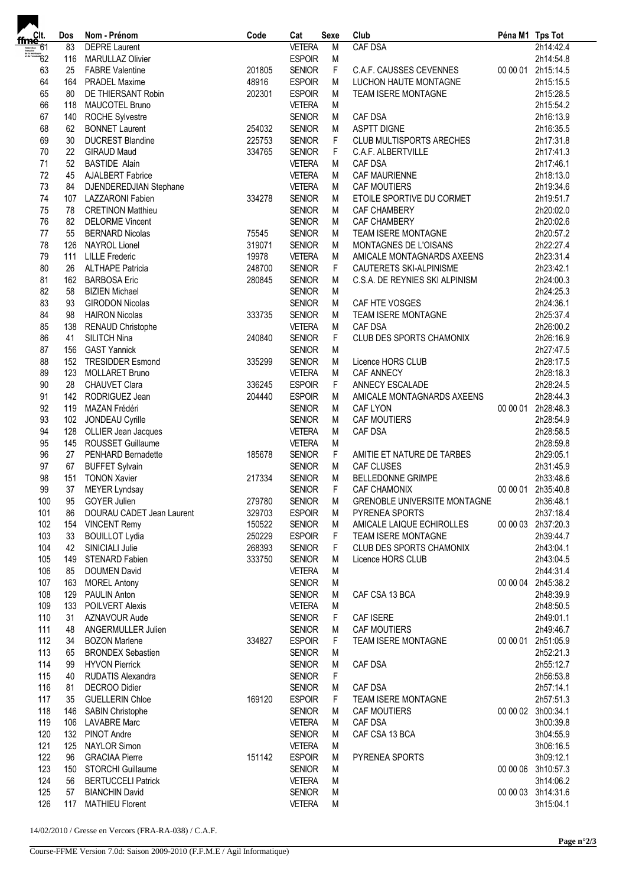| Clt. | Dos | Nom - Prénom | Code | Cat | Sexe | Club | Péna M1 | Tps Tot |
|---|---|---|---|---|---|---|---|---|
| 61 | 83 | DEPRE Laurent | | VETERA | M | CAF DSA | | 2h14:42.4 |
| 62 | 116 | MARULLAZ Olivier | | ESPOIR | M | | | 2h14:54.8 |
| 63 | 25 | FABRE Valentine | 201805 | SENIOR | F | C.A.F. CAUSSES CEVENNES | 00 00 01 | 2h15:14.5 |
| 64 | 164 | PRADEL Maxime | 48916 | ESPOIR | M | LUCHON HAUTE MONTAGNE | | 2h15:15.5 |
| 65 | 80 | DE THIERSANT Robin | 202301 | ESPOIR | M | TEAM ISERE MONTAGNE | | 2h15:28.5 |
| 66 | 118 | MAUCOTEL Bruno | | VETERA | M | | | 2h15:54.2 |
| 67 | 140 | ROCHE Sylvestre | | SENIOR | M | CAF DSA | | 2h16:13.9 |
| 68 | 62 | BONNET Laurent | 254032 | SENIOR | M | ASPTT DIGNE | | 2h16:35.5 |
| 69 | 30 | DUCREST Blandine | 225753 | SENIOR | F | CLUB MULTISPORTS ARECHES | | 2h17:31.8 |
| 70 | 22 | GIRAUD Maud | 334765 | SENIOR | F | C.A.F. ALBERTVILLE | | 2h17:41.3 |
| 71 | 52 | BASTIDE Alain | | VETERA | M | CAF DSA | | 2h17:46.1 |
| 72 | 45 | AJALBERT Fabrice | | VETERA | M | CAF MAURIENNE | | 2h18:13.0 |
| 73 | 84 | DJENDEREDJIAN Stephane | | VETERA | M | CAF MOUTIERS | | 2h19:34.6 |
| 74 | 107 | LAZZARONI Fabien | 334278 | SENIOR | M | ETOILE SPORTIVE DU CORMET | | 2h19:51.7 |
| 75 | 78 | CRETINON Matthieu | | SENIOR | M | CAF CHAMBERY | | 2h20:02.0 |
| 76 | 82 | DELORME Vincent | | SENIOR | M | CAF CHAMBERY | | 2h20:02.6 |
| 77 | 55 | BERNARD Nicolas | 75545 | SENIOR | M | TEAM ISERE MONTAGNE | | 2h20:57.2 |
| 78 | 126 | NAYROL Lionel | 319071 | SENIOR | M | MONTAGNES DE L'OISANS | | 2h22:27.4 |
| 79 | 111 | LILLE Frederic | 19978 | VETERA | M | AMICALE MONTAGNARDS AXEENS | | 2h23:31.4 |
| 80 | 26 | ALTHAPE Patricia | 248700 | SENIOR | F | CAUTERETS SKI-ALPINISME | | 2h23:42.1 |
| 81 | 162 | BARBOSA Eric | 280845 | SENIOR | M | C.S.A. DE REYNIES SKI ALPINISM | | 2h24:00.3 |
| 82 | 58 | BIZIEN Michael | | SENIOR | M | | | 2h24:25.3 |
| 83 | 93 | GIRODON Nicolas | | SENIOR | M | CAF HTE VOSGES | | 2h24:36.1 |
| 84 | 98 | HAIRON Nicolas | 333735 | SENIOR | M | TEAM ISERE MONTAGNE | | 2h25:37.4 |
| 85 | 138 | RENAUD Christophe | | VETERA | M | CAF DSA | | 2h26:00.2 |
| 86 | 41 | SILITCH Nina | 240840 | SENIOR | F | CLUB DES SPORTS CHAMONIX | | 2h26:16.9 |
| 87 | 156 | GAST Yannick | | SENIOR | M | | | 2h27:47.5 |
| 88 | 152 | TRESIDDER Esmond | 335299 | SENIOR | M | Licence HORS CLUB | | 2h28:17.5 |
| 89 | 123 | MOLLARET Bruno | | VETERA | M | CAF ANNECY | | 2h28:18.3 |
| 90 | 28 | CHAUVET Clara | 336245 | ESPOIR | F | ANNECY ESCALADE | | 2h28:24.5 |
| 91 | 142 | RODRIGUEZ Jean | 204440 | ESPOIR | M | AMICALE MONTAGNARDS AXEENS | | 2h28:44.3 |
| 92 | 119 | MAZAN Frédéri | | SENIOR | M | CAF LYON | 00 00 01 | 2h28:48.3 |
| 93 | 102 | JONDEAU Cyrille | | SENIOR | M | CAF MOUTIERS | | 2h28:54.9 |
| 94 | 128 | OLLIER Jean Jacques | | VETERA | M | CAF DSA | | 2h28:58.5 |
| 95 | 145 | ROUSSET Guillaume | | VETERA | M | | | 2h28:59.8 |
| 96 | 27 | PENHARD Bernadette | 185678 | SENIOR | F | AMITIE ET NATURE DE TARBES | | 2h29:05.1 |
| 97 | 67 | BUFFET Sylvain | | SENIOR | M | CAF CLUSES | | 2h31:45.9 |
| 98 | 151 | TONON Xavier | 217334 | SENIOR | M | BELLEDONNE GRIMPE | | 2h33:48.6 |
| 99 | 37 | MEYER Lyndsay | | SENIOR | F | CAF CHAMONIX | 00 00 01 | 2h35:40.8 |
| 100 | 95 | GOYER Julien | 279780 | SENIOR | M | GRENOBLE UNIVERSITE MONTAGNE | | 2h36:48.1 |
| 101 | 86 | DOURAU CADET Jean Laurent | 329703 | ESPOIR | M | PYRENEA SPORTS | | 2h37:18.4 |
| 102 | 154 | VINCENT Remy | 150522 | SENIOR | M | AMICALE LAIQUE ECHIROLLES | 00 00 03 | 2h37:20.3 |
| 103 | 33 | BOUILLOT Lydia | 250229 | ESPOIR | F | TEAM ISERE MONTAGNE | | 2h39:44.7 |
| 104 | 42 | SINICIALI Julie | 268393 | SENIOR | F | CLUB DES SPORTS CHAMONIX | | 2h43:04.1 |
| 105 | 149 | STENARD Fabien | 333750 | SENIOR | M | Licence HORS CLUB | | 2h43:04.5 |
| 106 | 85 | DOUMEN David | | VETERA | M | | | 2h44:31.4 |
| 107 | 163 | MOREL Antony | | SENIOR | M | | 00 00 04 | 2h45:38.2 |
| 108 | 129 | PAULIN Anton | | SENIOR | M | CAF CSA 13 BCA | | 2h48:39.9 |
| 109 | 133 | POILVERT Alexis | | VETERA | M | | | 2h48:50.5 |
| 110 | 31 | AZNAVOUR Aude | | SENIOR | F | CAF ISERE | | 2h49:01.1 |
| 111 | 48 | ANGERMULLER Julien | | SENIOR | M | CAF MOUTIERS | | 2h49:46.7 |
| 112 | 34 | BOZON Marlene | 334827 | ESPOIR | F | TEAM ISERE MONTAGNE | 00 00 01 | 2h51:05.9 |
| 113 | 65 | BRONDEX Sebastien | | SENIOR | M | | | 2h52:21.3 |
| 114 | 99 | HYVON Pierrick | | SENIOR | M | CAF DSA | | 2h55:12.7 |
| 115 | 40 | RUDATIS Alexandra | | SENIOR | F | | | 2h56:53.8 |
| 116 | 81 | DECROO Didier | | SENIOR | M | CAF DSA | | 2h57:14.1 |
| 117 | 35 | GUELLERIN Chloe | 169120 | ESPOIR | F | TEAM ISERE MONTAGNE | | 2h57:51.3 |
| 118 | 146 | SABIN Christophe | | SENIOR | M | CAF MOUTIERS | 00 00 02 | 3h00:34.1 |
| 119 | 106 | LAVABRE Marc | | VETERA | M | CAF DSA | | 3h00:39.8 |
| 120 | 132 | PINOT Andre | | SENIOR | M | CAF CSA 13 BCA | | 3h04:55.9 |
| 121 | 125 | NAYLOR Simon | | VETERA | M | | | 3h06:16.5 |
| 122 | 96 | GRACIAA Pierre | 151142 | ESPOIR | M | PYRENEA SPORTS | | 3h09:12.1 |
| 123 | 150 | STORCHI Guillaume | | SENIOR | M | | 00 00 06 | 3h10:57.3 |
| 124 | 56 | BERTUCCELI Patrick | | VETERA | M | | | 3h14:06.2 |
| 125 | 57 | BIANCHIN David | | SENIOR | M | | 00 00 03 | 3h14:31.6 |
| 126 | 117 | MATHIEU Florent | | VETERA | M | | | 3h15:04.1 |

14/02/2010 / Gresse en Vercors (FRA-RA-038) / C.A.F.

Course-FFME Version 7.0d: Saison 2009-2010 (F.F.M.E / Agil Informatique)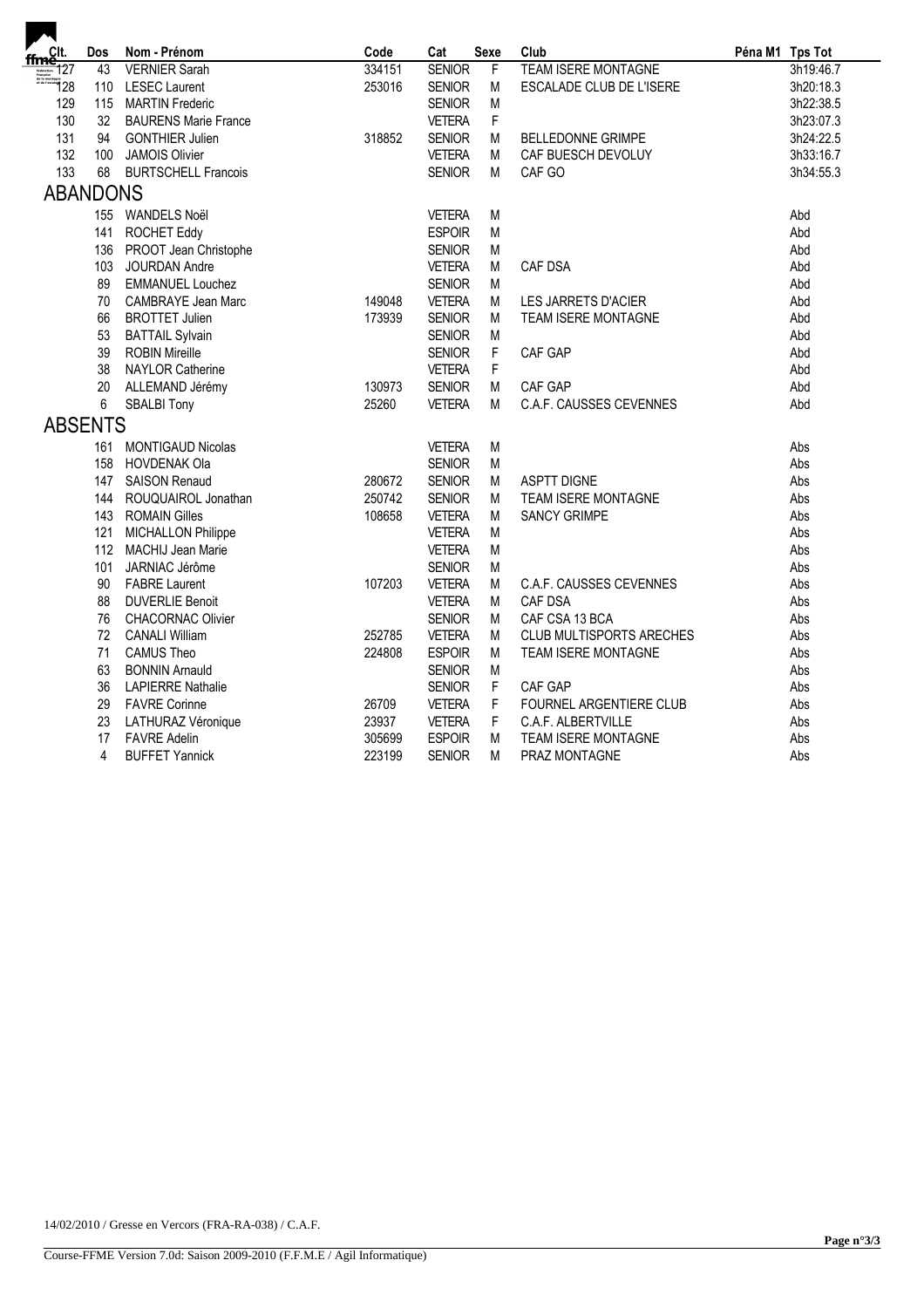| Clt. | Dos | Nom - Prénom | Code | Cat | Sexe | Club | Péna M1 | Tps Tot |
|---|---|---|---|---|---|---|---|---|
| 127 | 43 | VERNIER Sarah | 334151 | SENIOR | F | TEAM ISERE MONTAGNE | | 3h19:46.7 |
| 128 | 110 | LESEC Laurent | 253016 | SENIOR | M | ESCALADE CLUB DE L'ISERE | | 3h20:18.3 |
| 129 | 115 | MARTIN Frederic | | SENIOR | M | | | 3h22:38.5 |
| 130 | 32 | BAURENS Marie France | | VETERA | F | | | 3h23:07.3 |
| 131 | 94 | GONTHIER Julien | 318852 | SENIOR | M | BELLEDONNE GRIMPE | | 3h24:22.5 |
| 132 | 100 | JAMOIS Olivier | | VETERA | M | CAF BUESCH DEVOLUY | | 3h33:16.7 |
| 133 | 68 | BURTSCHELL Francois | | SENIOR | M | CAF GO | | 3h34:55.3 |

## ABANDONS

| Clt. | Dos | Nom - Prénom | Code | Cat | Sexe | Club | Péna M1 | Tps Tot |
|---|---|---|---|---|---|---|---|---|
| | 155 | WANDELS Noël | | VETERA | M | | | Abd |
| | 141 | ROCHET Eddy | | ESPOIR | M | | | Abd |
| | 136 | PROOT Jean Christophe | | SENIOR | M | | | Abd |
| | 103 | JOURDAN Andre | | VETERA | M | CAF DSA | | Abd |
| | 89 | EMMANUEL Louchez | | SENIOR | M | | | Abd |
| | 70 | CAMBRAYE Jean Marc | 149048 | VETERA | M | LES JARRETS D'ACIER | | Abd |
| | 66 | BROTTET Julien | 173939 | SENIOR | M | TEAM ISERE MONTAGNE | | Abd |
| | 53 | BATTAIL Sylvain | | SENIOR | M | | | Abd |
| | 39 | ROBIN Mireille | | SENIOR | F | CAF GAP | | Abd |
| | 38 | NAYLOR Catherine | | VETERA | F | | | Abd |
| | 20 | ALLEMAND Jérémy | 130973 | SENIOR | M | CAF GAP | | Abd |
| | 6 | SBALBI Tony | 25260 | VETERA | M | C.A.F. CAUSSES CEVENNES | | Abd |

## ABSENTS

| Clt. | Dos | Nom - Prénom | Code | Cat | Sexe | Club | Péna M1 | Tps Tot |
|---|---|---|---|---|---|---|---|---|
| | 161 | MONTIGAUD Nicolas | | VETERA | M | | | Abs |
| | 158 | HOVDENAK Ola | | SENIOR | M | | | Abs |
| | 147 | SAISON Renaud | 280672 | SENIOR | M | ASPTT DIGNE | | Abs |
| | 144 | ROUQUAIROL Jonathan | 250742 | SENIOR | M | TEAM ISERE MONTAGNE | | Abs |
| | 143 | ROMAIN Gilles | 108658 | VETERA | M | SANCY GRIMPE | | Abs |
| | 121 | MICHALLON Philippe | | VETERA | M | | | Abs |
| | 112 | MACHIJ Jean Marie | | VETERA | M | | | Abs |
| | 101 | JARNIAC Jérôme | | SENIOR | M | | | Abs |
| | 90 | FABRE Laurent | 107203 | VETERA | M | C.A.F. CAUSSES CEVENNES | | Abs |
| | 88 | DUVERLIE Benoit | | VETERA | M | CAF DSA | | Abs |
| | 76 | CHACORNAC Olivier | | SENIOR | M | CAF CSA 13 BCA | | Abs |
| | 72 | CANALI William | 252785 | VETERA | M | CLUB MULTISPORTS ARECHES | | Abs |
| | 71 | CAMUS Theo | 224808 | ESPOIR | M | TEAM ISERE MONTAGNE | | Abs |
| | 63 | BONNIN Arnauld | | SENIOR | M | | | Abs |
| | 36 | LAPIERRE Nathalie | | SENIOR | F | CAF GAP | | Abs |
| | 29 | FAVRE Corinne | 26709 | VETERA | F | FOURNEL ARGENTIERE CLUB | | Abs |
| | 23 | LATHURAZ Véronique | 23937 | VETERA | F | C.A.F. ALBERTVILLE | | Abs |
| | 17 | FAVRE Adelin | 305699 | ESPOIR | M | TEAM ISERE MONTAGNE | | Abs |
| | 4 | BUFFET Yannick | 223199 | SENIOR | M | PRAZ MONTAGNE | | Abs |

14/02/2010 / Gresse en Vercors (FRA-RA-038) / C.A.F.

Course-FFME Version 7.0d: Saison 2009-2010 (F.F.M.E / Agil Informatique)